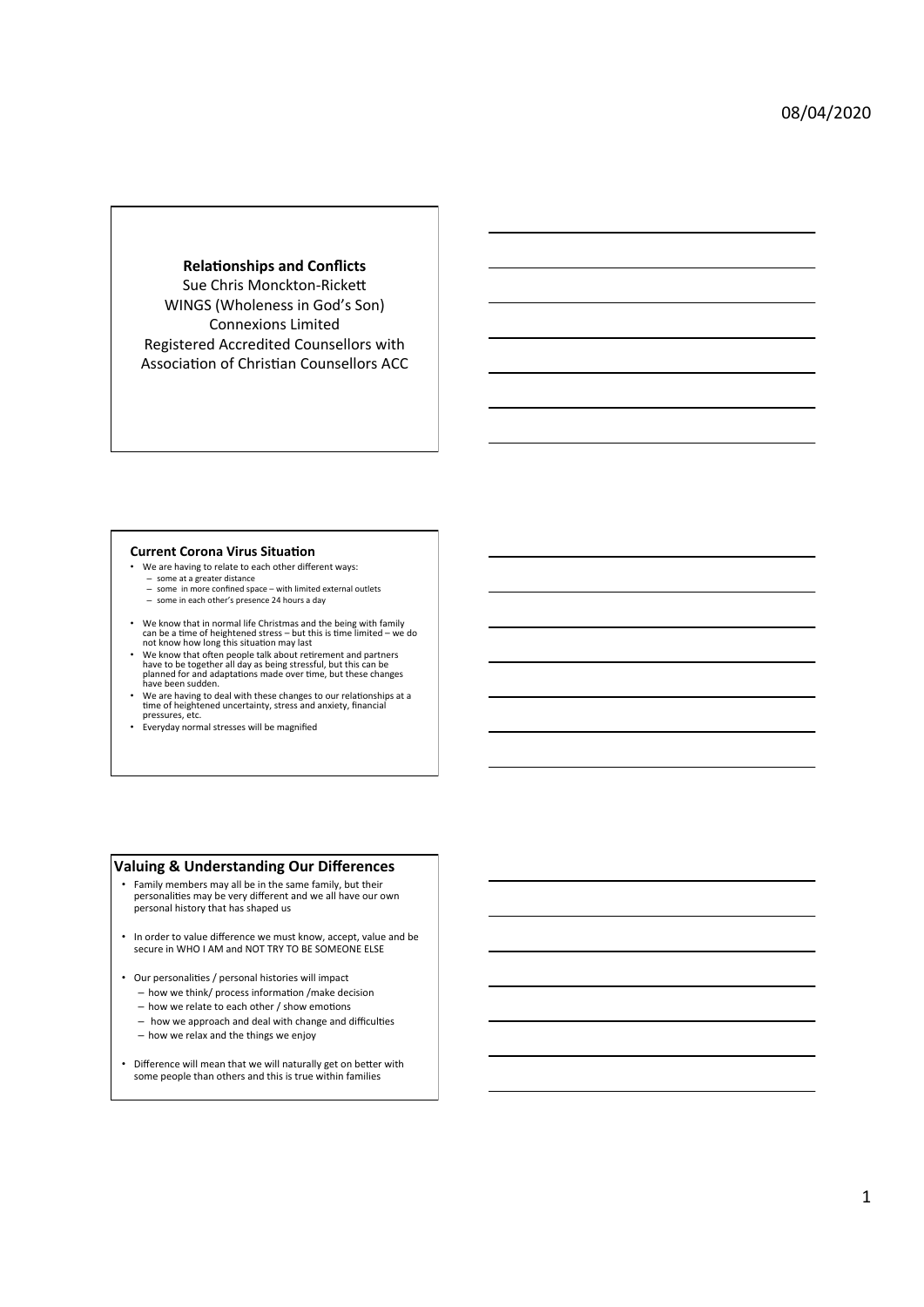## Relationships and Conflicts

Sue Chris Monckton-Rickett
WINGS (Wholeness in God's Son)
Connexions Limited
Registered Accredited Counsellors with
Association of Christian Counsellors ACC

## Current Corona Virus Situation

- We are having to relate to each other different ways:
  - some at a greater distance
  - some in more confined space – with limited external outlets
  - some in each other's presence 24 hours a day
- We know that in normal life Christmas and the being with family can be a time of heightened stress – but this is time limited – we do not know how long this situation may last
- We know that often people talk about retirement and partners have to be together all day as being stressful, but this can be planned for and adaptations made over time, but these changes have been sudden.
- We are having to deal with these changes to our relationships at a time of heightened uncertainty, stress and anxiety, financial pressures, etc.
- Everyday normal stresses will be magnified

## Valuing & Understanding Our Differences

- Family members may all be in the same family, but their personalities may be very different and we all have our own personal history that has shaped us
- In order to value difference we must know, accept, value and be secure in WHO I AM and NOT TRY TO BE SOMEONE ELSE
- Our personalities / personal histories will impact
  - how we think/ process information /make decision
  - how we relate to each other / show emotions
  - how we approach and deal with change and difficulties
  - how we relax and the things we enjoy
- Difference will mean that we will naturally get on better with some people than others and this is true within families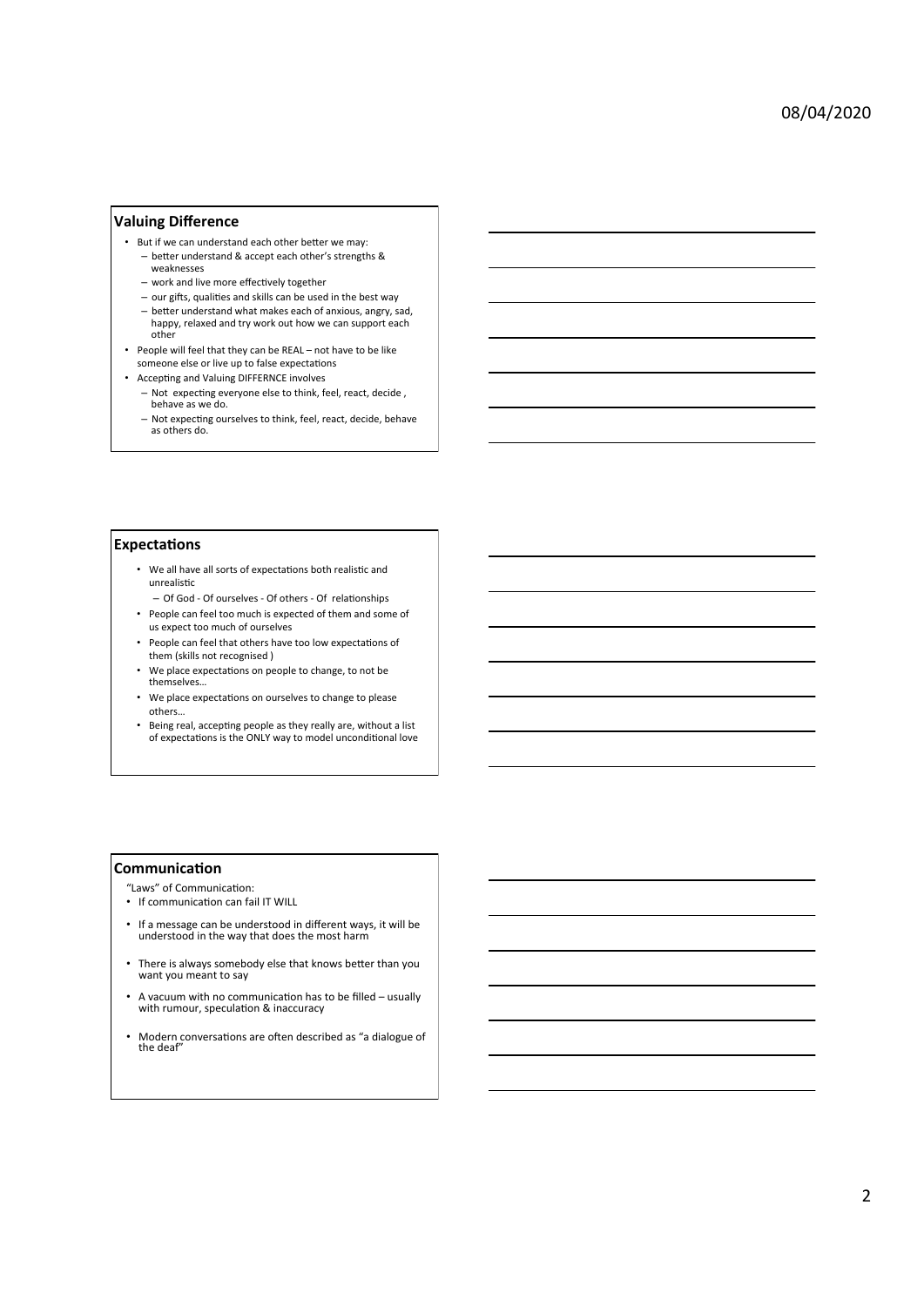## Valuing Difference

- But if we can understand each other better we may:
  - better understand & accept each other's strengths & weaknesses
  - work and live more effectively together
  - our gifts, qualities and skills can be used in the best way
  - better understand what makes each of anxious, angry, sad, happy, relaxed and try work out how we can support each other
- People will feel that they can be REAL – not have to be like someone else or live up to false expectations
- Accepting and Valuing DIFFERNCE involves
  - Not expecting everyone else to think, feel, react, decide , behave as we do.
  - Not expecting ourselves to think, feel, react, decide, behave as others do.

## Expectations

- We all have all sorts of expectations both realistic and unrealistic
  - Of God - Of ourselves - Of others - Of relationships
- People can feel too much is expected of them and some of us expect too much of ourselves
- People can feel that others have too low expectations of them (skills not recognised )
- We place expectations on people to change, to not be themselves…
- We place expectations on ourselves to change to please others…
- Being real, accepting people as they really are, without a list of expectations is the ONLY way to model unconditional love

## Communication

"Laws" of Communication:

- If communication can fail IT WILL
- If a message can be understood in different ways, it will be understood in the way that does the most harm
- There is always somebody else that knows better than you want you meant to say
- A vacuum with no communication has to be filled – usually with rumour, speculation & inaccuracy
- Modern conversations are often described as "a dialogue of the deaf"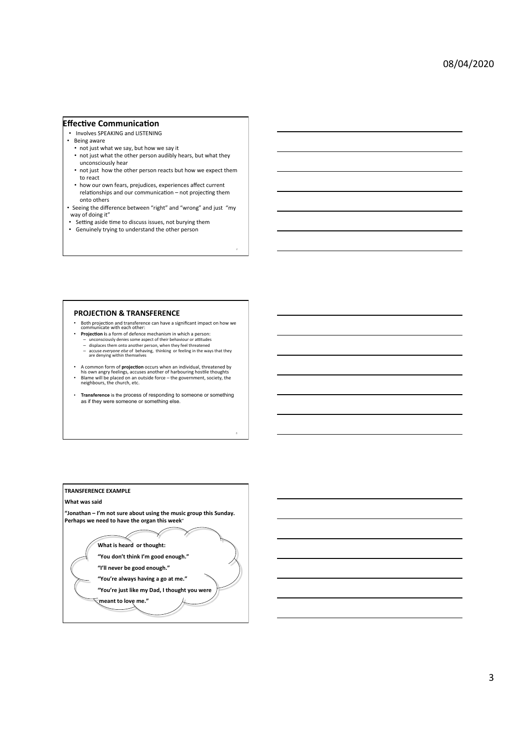## Effective Communication

- Involves SPEAKING and LISTENING
- Being aware
  - not just what we say, but how we say it
  - not just what the other person audibly hears, but what they unconsciously hear
  - not just how the other person reacts but how we expect them to react
  - how our own fears, prejudices, experiences affect current relationships and our communication – not projecting them onto others
- Seeing the difference between "right" and "wrong" and just "my way of doing it"
- Setting aside time to discuss issues, not burying them
- Genuinely trying to understand the other person

## PROJECTION & TRANSFERENCE

- Both projection and transference can have a significant impact on how we communicate with each other:
- **Projection** is a form of defence mechanism in which a person:
  - unconsciously denies some aspect of their behaviour or attitudes
  - displaces them onto another person, when they feel threatened
  - accuse *everyone else* of behaving, thinking or feeling in the ways that they are denying within themselves
- A common form of **projection** occurs when an individual, threatened by his own angry feelings, accuses another of harbouring hostile thoughts
- Blame will be placed on an outside force – the government, society, the neighbours, the church, etc.
- **Transference** is the process of responding to someone or something as if they were someone or something else.

**TRANSFERENCE EXAMPLE**

**What was said**

**"Jonathan – I'm not sure about using the music group this Sunday. Perhaps we need to have the organ this week"**

**What is heard or thought:**

**"You don't think I'm good enough."**

**"I'll never be good enough."**

**"You're always having a go at me."**

**"You're just like my Dad, I thought you were meant to love me."**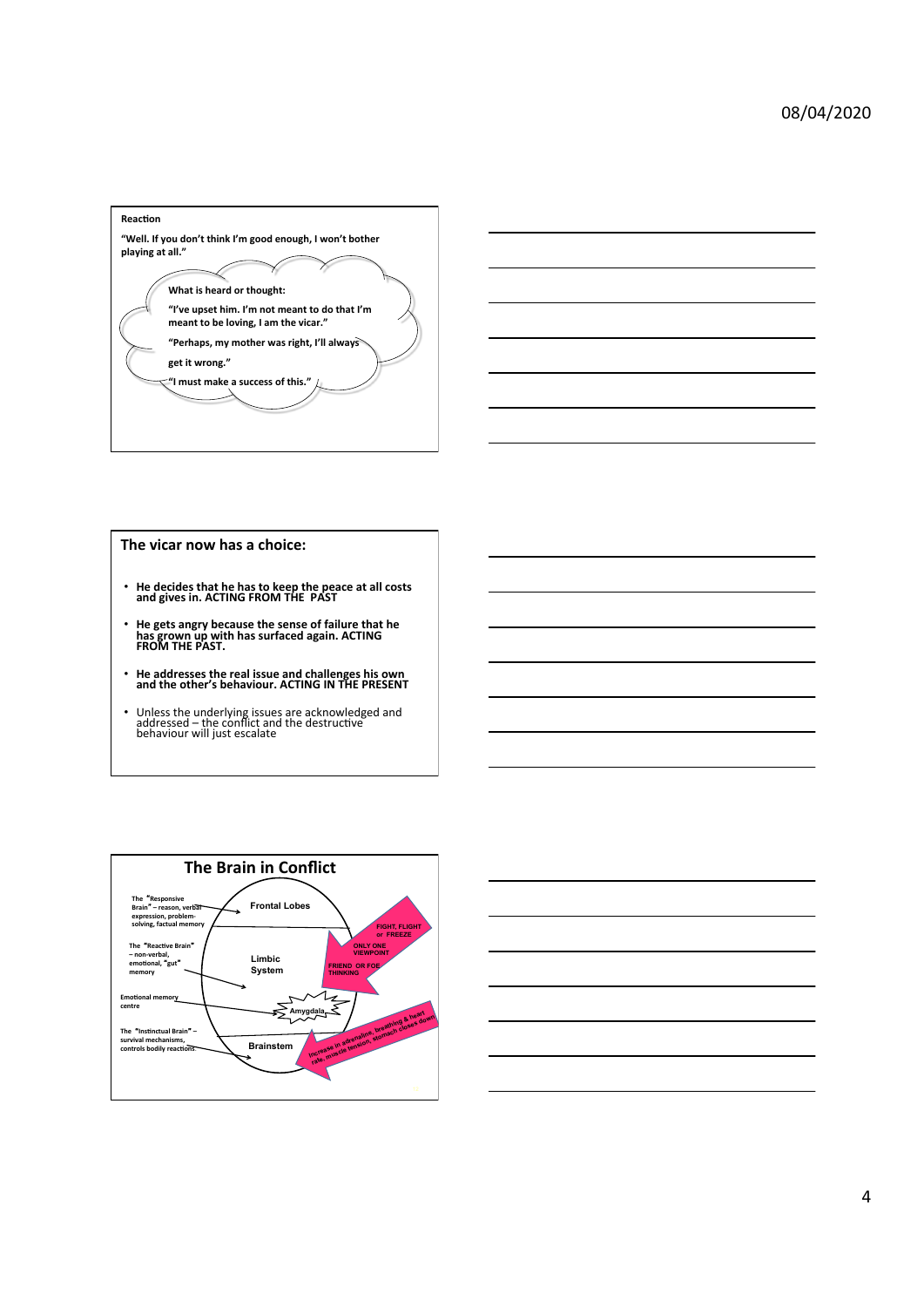**Reaction**

**"Well. If you don't think I'm good enough, I won't bother playing at all."**

**What is heard or thought:**

**"I've upset him. I'm not meant to do that I'm meant to be loving, I am the vicar."**

**"Perhaps, my mother was right, I'll always get it wrong."**

**"I must make a success of this."**

## The vicar now has a choice:

- **He decides that he has to keep the peace at all costs and gives in. ACTING FROM THE PAST**
- **He gets angry because the sense of failure that he has grown up with has surfaced again. ACTING FROM THE PAST.**
- **He addresses the real issue and challenges his own and the other's behaviour. ACTING IN THE PRESENT**
- Unless the underlying issues are acknowledged and addressed – the conflict and the destructive behaviour will just escalate

## The Brain in Conflict

The "Responsive Brain" – reason, verbal expression, problem-solving, factual memory → **Frontal Lobes**

The "Reactive Brain" – non-verbal, emotional, "gut" memory → **Limbic System**

Emotional memory centre → **Amygdala**

The "Instinctual Brain" – survival mechanisms, controls bodily reactions → **Brainstem**

FIGHT, FLIGHT or FREEZE

ONLY ONE VIEWPOINT

FRIEND OR FOE THINKING

Increase in adrenaline, breathing & heart rate, muscle tension, stomach closes down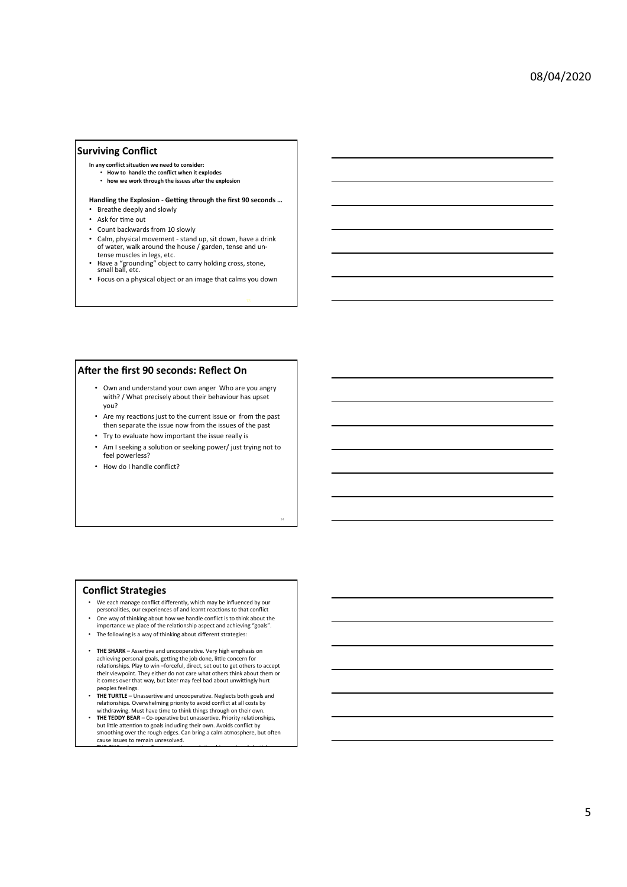## Surviving Conflict

**In any conflict situation we need to consider:**

- **How to handle the conflict when it explodes**
- **how we work through the issues after the explosion**

**Handling the Explosion - Getting through the first 90 seconds …**

- Breathe deeply and slowly
- Ask for time out
- Count backwards from 10 slowly
- Calm, physical movement - stand up, sit down, have a drink of water, walk around the house / garden, tense and un-tense muscles in legs, etc.
- Have a "grounding" object to carry holding cross, stone, small ball, etc.
- Focus on a physical object or an image that calms you down

## After the first 90 seconds: Reflect On

- Own and understand your own anger Who are you angry with? / What precisely about their behaviour has upset you?
- Are my reactions just to the current issue or from the past then separate the issue now from the issues of the past
- Try to evaluate how important the issue really is
- Am I seeking a solution or seeking power/ just trying not to feel powerless?
- How do I handle conflict?

## Conflict Strategies

- We each manage conflict differently, which may be influenced by our personalities, our experiences of and learnt reactions to that conflict
- One way of thinking about how we handle conflict is to think about the importance we place of the relationship aspect and achieving "goals".
- The following is a way of thinking about different strategies:

- **THE SHARK** – Assertive and uncooperative. Very high emphasis on achieving personal goals, getting the job done, little concern for relationships. Play to win –forceful, direct, set out to get others to accept their viewpoint. They either do not care what others think about them or it comes over that way, but later may feel bad about unwittingly hurt peoples feelings.
- **THE TURTLE** – Unassertive and uncooperative. Neglects both goals and relationships. Overwhelming priority to avoid conflict at all costs by withdrawing. Must have time to think things through on their own.
- **THE TEDDY BEAR** – Co-operative but unassertive. Priority relationships, but little attention to goals including their own. Avoids conflict by smoothing over the rough edges. Can bring a calm atmosphere, but often cause issues to remain unresolved.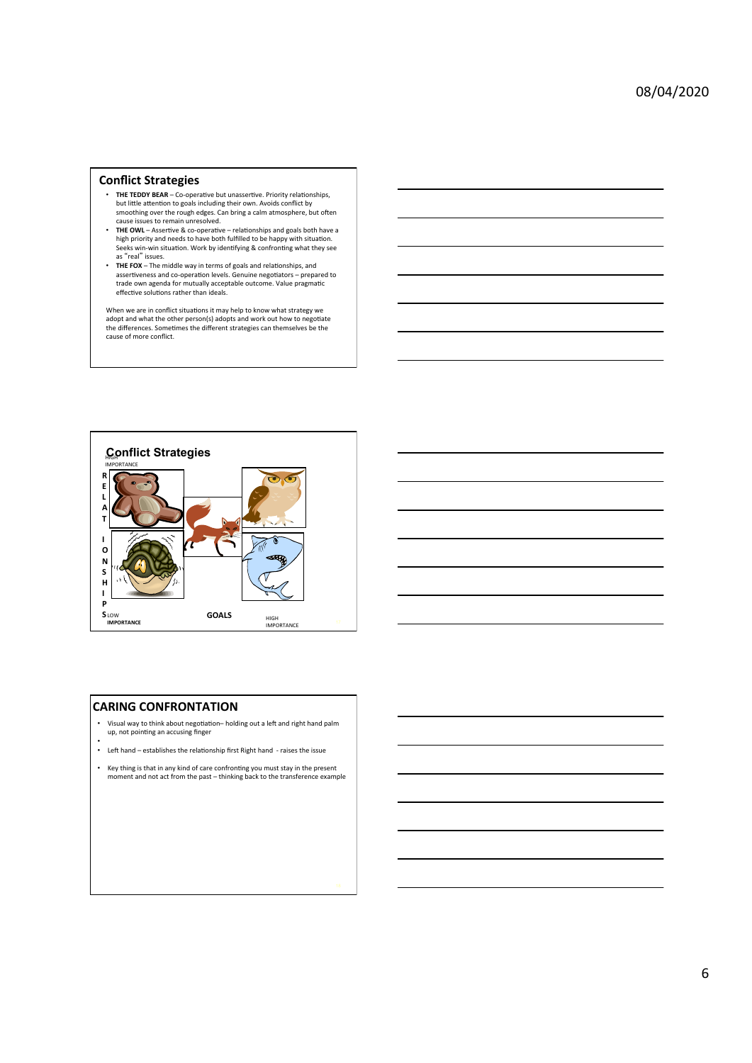## Conflict Strategies

- **THE TEDDY BEAR** – Co-operative but unassertive. Priority relationships, but little attention to goals including their own. Avoids conflict by smoothing over the rough edges. Can bring a calm atmosphere, but often cause issues to remain unresolved.
- **THE OWL** – Assertive & co-operative – relationships and goals both have a high priority and needs to have both fulfilled to be happy with situation. Seeks win-win situation. Work by identifying & confronting what they see as "real" issues.
- **THE FOX** – The middle way in terms of goals and relationships, and assertiveness and co-operation levels. Genuine negotiators – prepared to trade own agenda for mutually acceptable outcome. Value pragmatic effective solutions rather than ideals.

When we are in conflict situations it may help to know what strategy we adopt and what the other person(s) adopts and work out how to negotiate the differences. Sometimes the different strategies can themselves be the cause of more conflict.

## Conflict Strategies

HIGH IMPORTANCE

RELATIONSHIPS

LOW IMPORTANCE

GOALS

HIGH IMPORTANCE

## CARING CONFRONTATION

- Visual way to think about negotiation– holding out a left and right hand palm up, not pointing an accusing finger
- Left hand – establishes the relationship first Right hand - raises the issue
- Key thing is that in any kind of care confronting you must stay in the present moment and not act from the past – thinking back to the transference example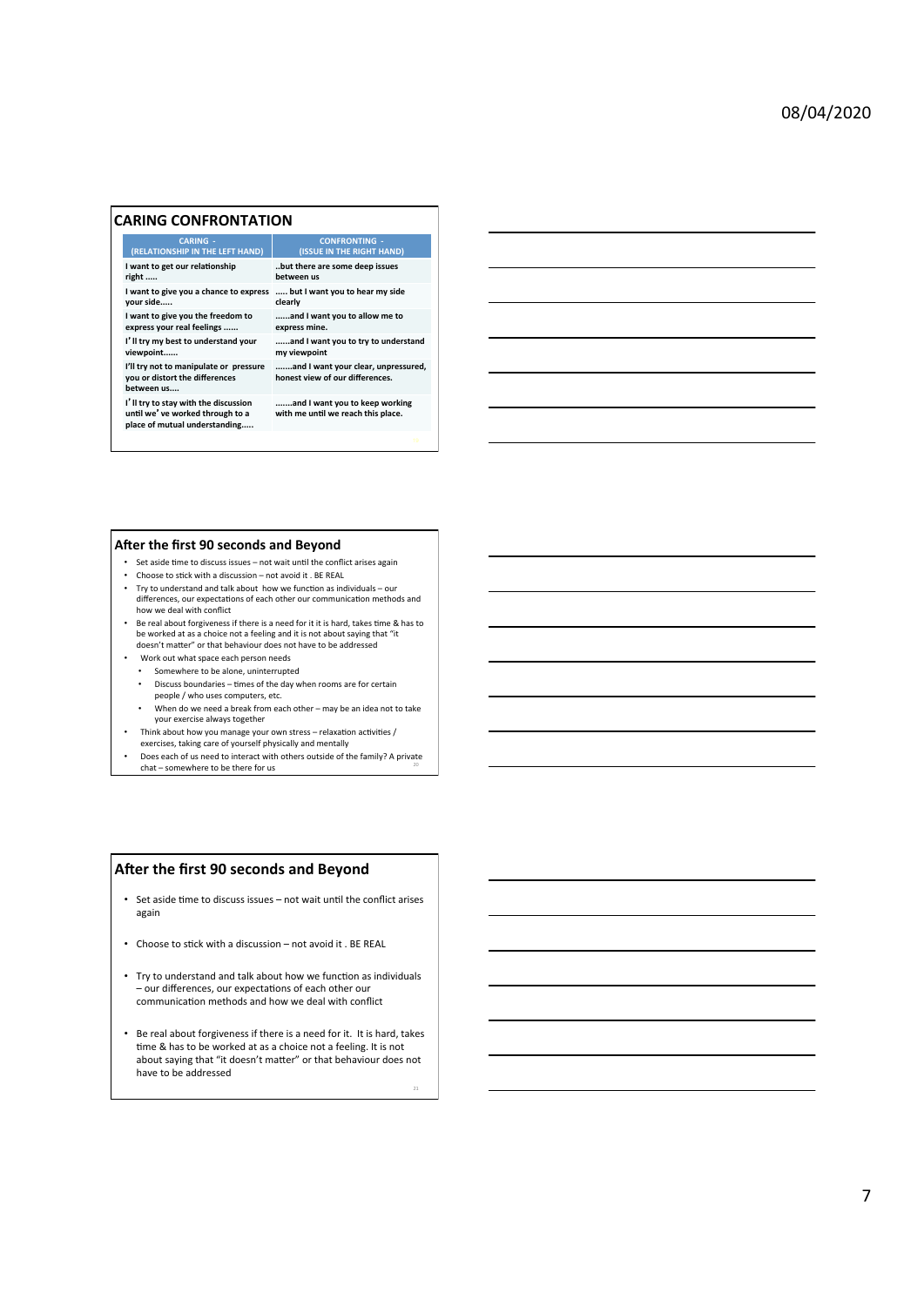## CARING CONFRONTATION

| CARING - (RELATIONSHIP IN THE LEFT HAND) | CONFRONTING - (ISSUE IN THE RIGHT HAND) |
|---|---|
| I want to get our relationship right ….. | ..but there are some deep issues between us |
| I want to give you a chance to express your side….. | ….. but I want you to hear my side clearly |
| I want to give you the freedom to express your real feelings …… | ……and I want you to allow me to express mine. |
| I'll try my best to understand your viewpoint…… | ……and I want you to try to understand my viewpoint |
| I'll try not to manipulate or pressure you or distort the differences between us…. | …….and I want your clear, unpressured, honest view of our differences. |
| I'll try to stay with the discussion until we've worked through to a place of mutual understanding….. | …….and I want you to keep working with me until we reach this place. |

## After the first 90 seconds and Beyond

- Set aside time to discuss issues – not wait until the conflict arises again
- Choose to stick with a discussion – not avoid it . BE REAL
- Try to understand and talk about how we function as individuals – our differences, our expectations of each other our communication methods and how we deal with conflict
- Be real about forgiveness if there is a need for it it is hard, takes time & has to be worked at as a choice not a feeling and it is not about saying that "it doesn't matter" or that behaviour does not have to be addressed
- Work out what space each person needs
  - Somewhere to be alone, uninterrupted
  - Discuss boundaries – times of the day when rooms are for certain people / who uses computers, etc.
  - When do we need a break from each other – may be an idea not to take your exercise always together
- Think about how you manage your own stress – relaxation activities / exercises, taking care of yourself physically and mentally
- Does each of us need to interact with others outside of the family? A private chat – somewhere to be there for us

## After the first 90 seconds and Beyond

- Set aside time to discuss issues – not wait until the conflict arises again
- Choose to stick with a discussion – not avoid it . BE REAL
- Try to understand and talk about how we function as individuals – our differences, our expectations of each other our communication methods and how we deal with conflict
- Be real about forgiveness if there is a need for it. It is hard, takes time & has to be worked at as a choice not a feeling. It is not about saying that "it doesn't matter" or that behaviour does not have to be addressed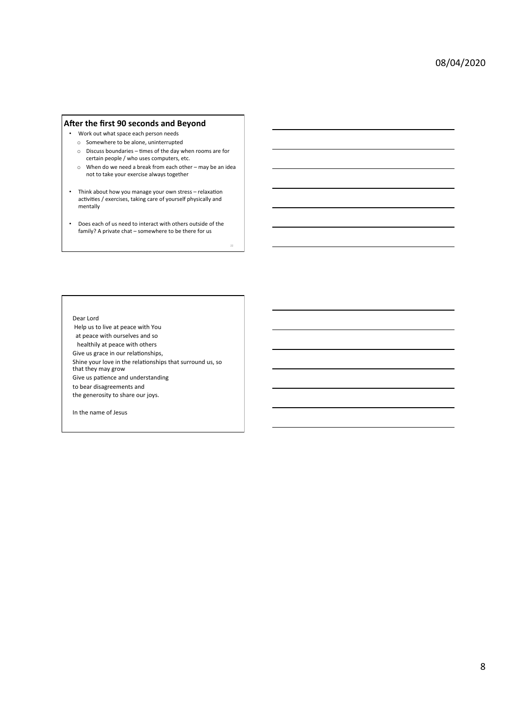## After the first 90 seconds and Beyond

- Work out what space each person needs
  - Somewhere to be alone, uninterrupted
  - Discuss boundaries – times of the day when rooms are for certain people / who uses computers, etc.
  - When do we need a break from each other – may be an idea not to take your exercise always together
- Think about how you manage your own stress – relaxation activities / exercises, taking care of yourself physically and mentally
- Does each of us need to interact with others outside of the family? A private chat – somewhere to be there for us

Dear Lord
Help us to live at peace with You
at peace with ourselves and so
healthily at peace with others
Give us grace in our relationships,
Shine your love in the relationships that surround us, so that they may grow
Give us patience and understanding
to bear disagreements and
the generosity to share our joys.

In the name of Jesus